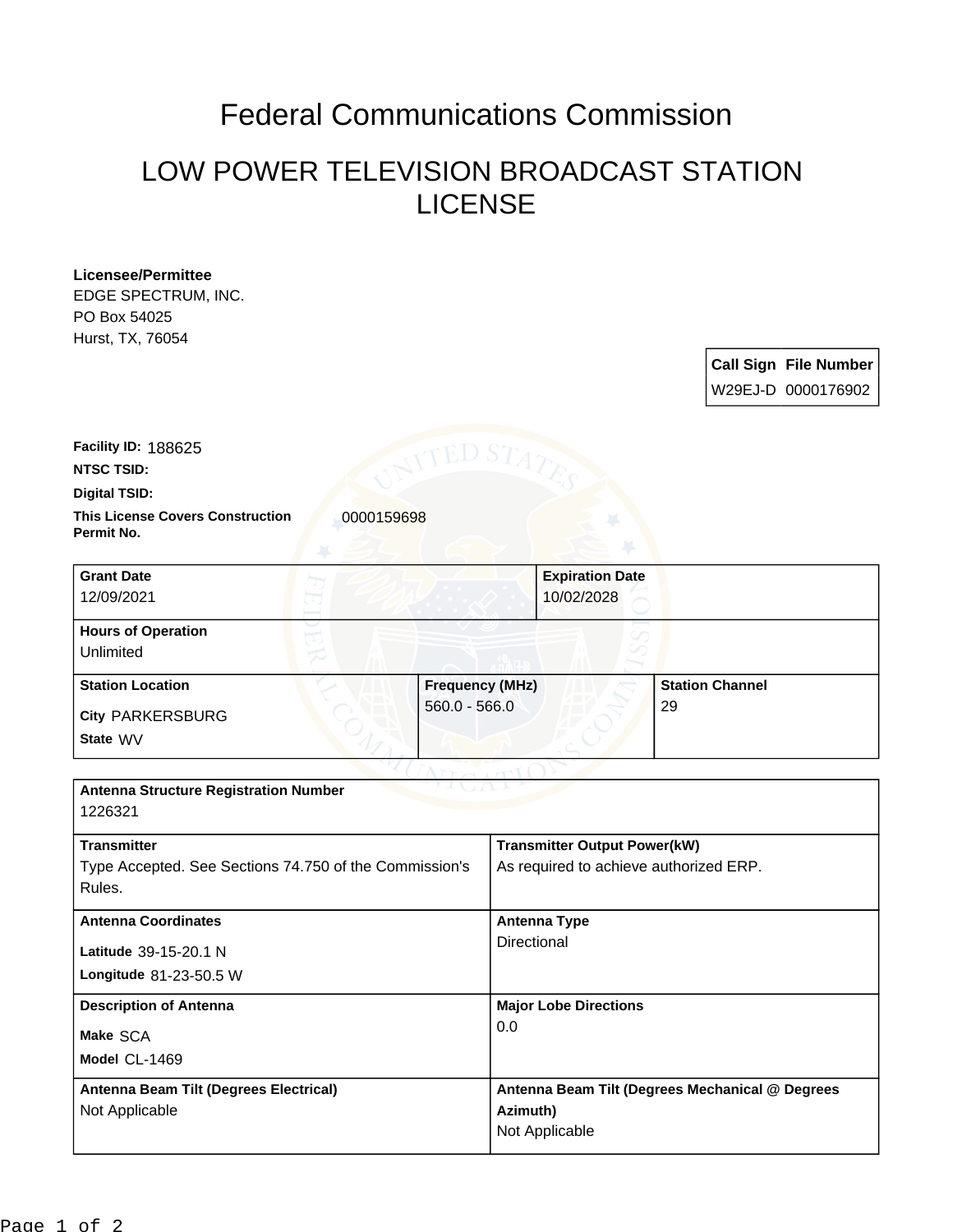# Federal Communications Commission

## LOW POWER TELEVISION BROADCAST STATION LICENSE

**Licensee/Permittee**
EDGE SPECTRUM, INC.
PO Box 54025
Hurst, TX, 76054

| Call Sign | File Number |
| --- | --- |
| W29EJ-D | 0000176902 |

**Facility ID:** 188625

**NTSC TSID:**

**Digital TSID:**

**This License Covers Construction Permit No.** 0000159698

| Grant Date | Expiration Date |
| --- | --- |
| 12/09/2021 | 10/02/2028 |

**Hours of Operation**
Unlimited

| Station Location | Frequency (MHz) | Station Channel |
| --- | --- | --- |
| City PARKERSBURG<br>State WV | 560.0 - 566.0 | 29 |

**Antenna Structure Registration Number**
1226321

| Transmitter | Transmitter Output Power(kW) |
| --- | --- |
| Type Accepted. See Sections 74.750 of the Commission's Rules. | As required to achieve authorized ERP. |

| Antenna Coordinates | Antenna Type |
| --- | --- |
| Latitude 39-15-20.1 N<br>Longitude 81-23-50.5 W | Directional |

| Description of Antenna | Major Lobe Directions |
| --- | --- |
| Make SCA<br>Model CL-1469 | 0.0 |

| Antenna Beam Tilt (Degrees Electrical) | Antenna Beam Tilt (Degrees Mechanical @ Degrees Azimuth) |
| --- | --- |
| Not Applicable | Not Applicable |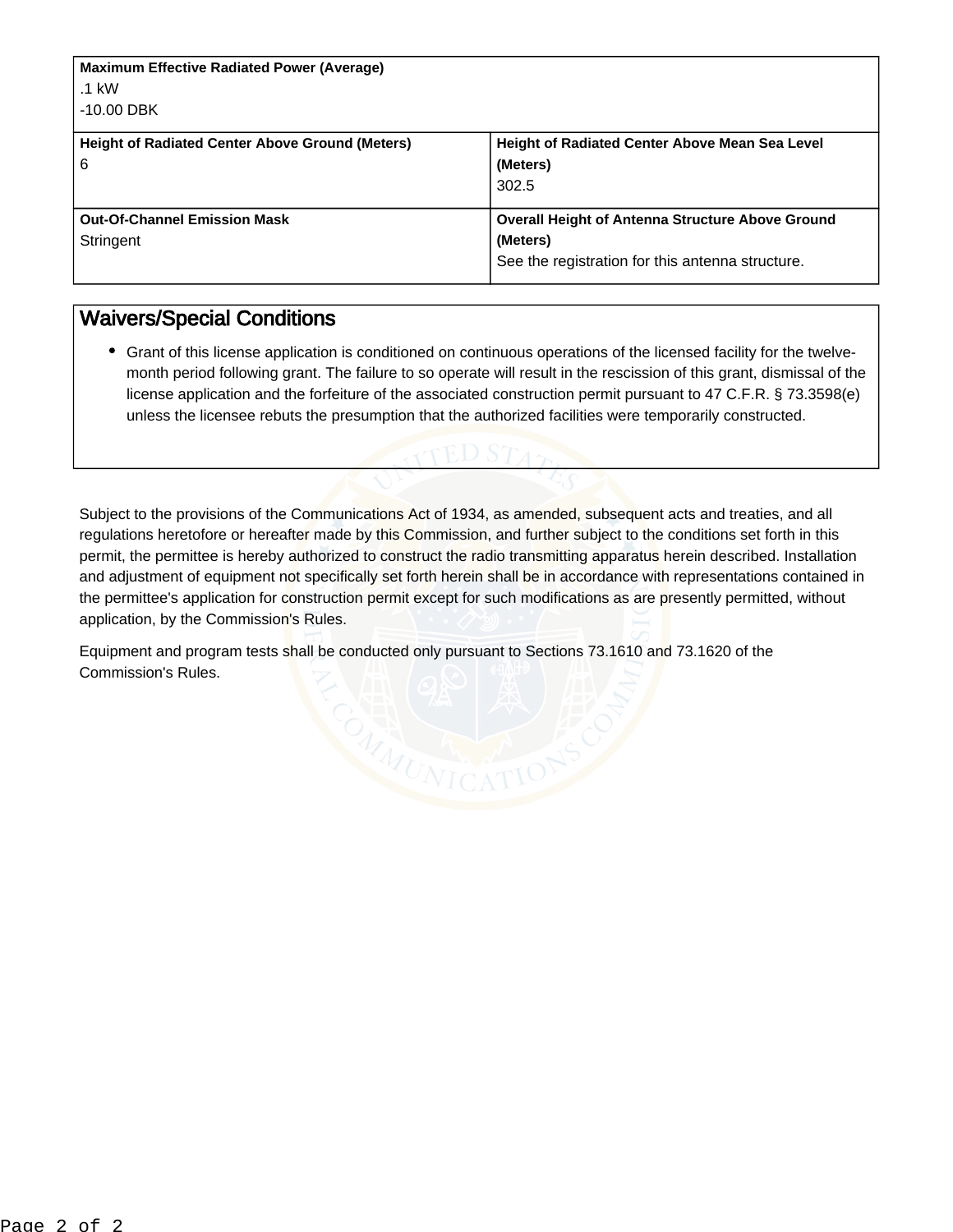| | |
|---|---|
| **Maximum Effective Radiated Power (Average)**<br>.1 kW<br>-10.00 DBK | |
| **Height of Radiated Center Above Ground (Meters)**<br>6 | **Height of Radiated Center Above Mean Sea Level (Meters)**<br>302.5 |
| **Out-Of-Channel Emission Mask**<br>Stringent | **Overall Height of Antenna Structure Above Ground (Meters)**<br>See the registration for this antenna structure. |

## Waivers/Special Conditions

- Grant of this license application is conditioned on continuous operations of the licensed facility for the twelve-month period following grant. The failure to so operate will result in the rescission of this grant, dismissal of the license application and the forfeiture of the associated construction permit pursuant to 47 C.F.R. § 73.3598(e) unless the licensee rebuts the presumption that the authorized facilities were temporarily constructed.

Subject to the provisions of the Communications Act of 1934, as amended, subsequent acts and treaties, and all regulations heretofore or hereafter made by this Commission, and further subject to the conditions set forth in this permit, the permittee is hereby authorized to construct the radio transmitting apparatus herein described. Installation and adjustment of equipment not specifically set forth herein shall be in accordance with representations contained in the permittee's application for construction permit except for such modifications as are presently permitted, without application, by the Commission's Rules.

Equipment and program tests shall be conducted only pursuant to Sections 73.1610 and 73.1620 of the Commission's Rules.